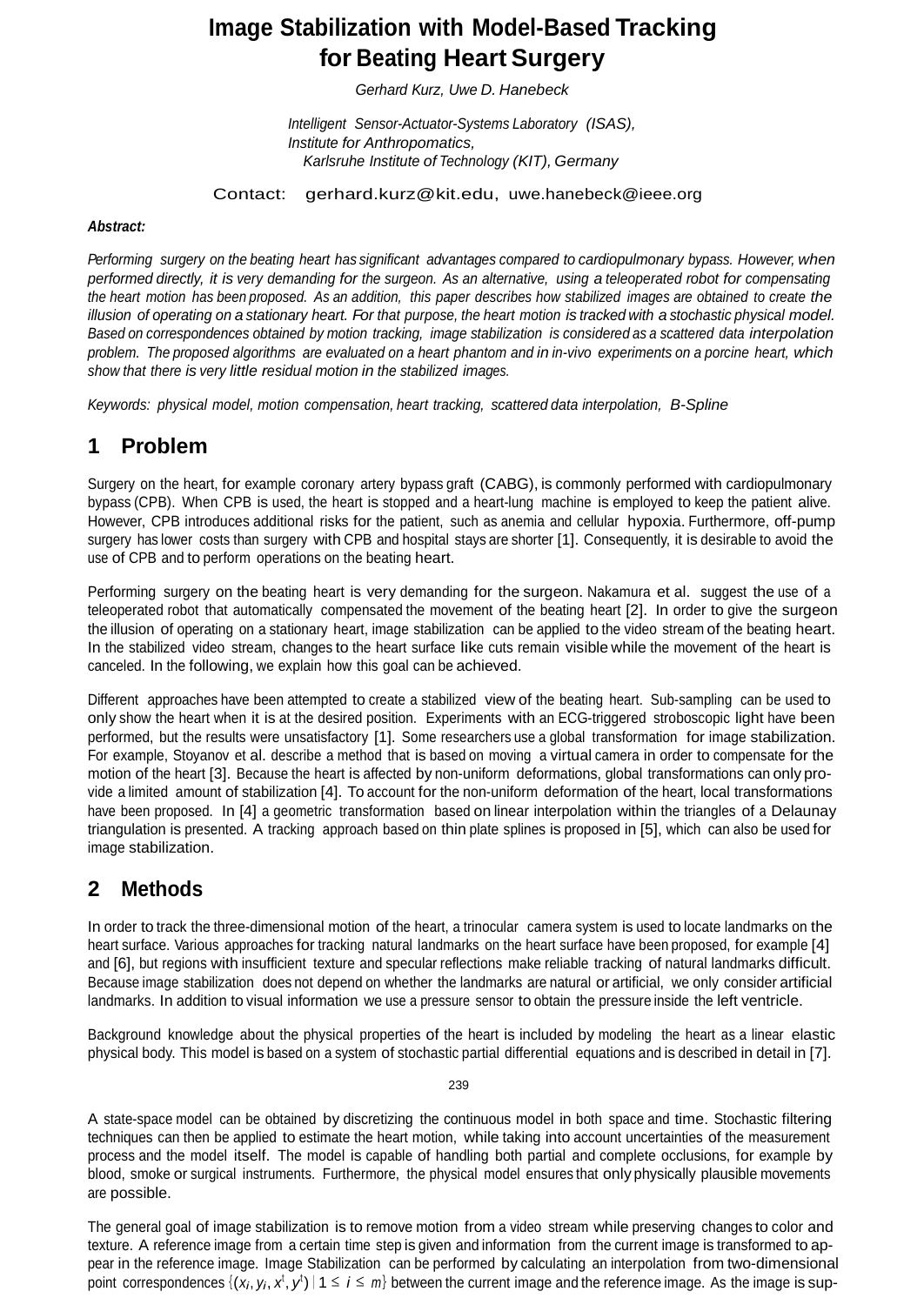# Image Stabilization with Model-Based Tracking for Beating Heart Surgery

*Gerhard Kurz, Uwe D. Hanebeck*

*Intelligent Sensor-Actuator-Systems Laboratory (ISAS),*
*Institute for Anthropomatics,*
*Karlsruhe Institute of Technology (KIT), Germany*

Contact: gerhard.kurz@kit.edu, uwe.hanebeck@ieee.org

***Abstract:***

*Performing surgery on the beating heart has significant advantages compared to cardiopulmonary bypass. However, when performed directly, it is very demanding for the surgeon. As an alternative, using a teleoperated robot for compensating the heart motion has been proposed. As an addition, this paper describes how stabilized images are obtained to create the illusion of operating on a stationary heart. For that purpose, the heart motion is tracked with a stochastic physical model. Based on correspondences obtained by motion tracking, image stabilization is considered as a scattered data interpolation problem. The proposed algorithms are evaluated on a heart phantom and in in-vivo experiments on a porcine heart, which show that there is very little residual motion in the stabilized images.*

*Keywords: physical model, motion compensation, heart tracking, scattered data interpolation, B-Spline*

## 1 Problem

Surgery on the heart, for example coronary artery bypass graft (CABG), is commonly performed with cardiopulmonary bypass (CPB). When CPB is used, the heart is stopped and a heart-lung machine is employed to keep the patient alive. However, CPB introduces additional risks for the patient, such as anemia and cellular hypoxia. Furthermore, off-pump surgery has lower costs than surgery with CPB and hospital stays are shorter [1]. Consequently, it is desirable to avoid the use of CPB and to perform operations on the beating heart.

Performing surgery on the beating heart is very demanding for the surgeon. Nakamura et al. suggest the use of a teleoperated robot that automatically compensated the movement of the beating heart [2]. In order to give the surgeon the illusion of operating on a stationary heart, image stabilization can be applied to the video stream of the beating heart. In the stabilized video stream, changes to the heart surface like cuts remain visible while the movement of the heart is canceled. In the following, we explain how this goal can be achieved.

Different approaches have been attempted to create a stabilized view of the beating heart. Sub-sampling can be used to only show the heart when it is at the desired position. Experiments with an ECG-triggered stroboscopic light have been performed, but the results were unsatisfactory [1]. Some researchers use a global transformation for image stabilization. For example, Stoyanov et al. describe a method that is based on moving a virtual camera in order to compensate for the motion of the heart [3]. Because the heart is affected by non-uniform deformations, global transformations can only provide a limited amount of stabilization [4]. To account for the non-uniform deformation of the heart, local transformations have been proposed. In [4] a geometric transformation based on linear interpolation within the triangles of a Delaunay triangulation is presented. A tracking approach based on thin plate splines is proposed in [5], which can also be used for image stabilization.

## 2 Methods

In order to track the three-dimensional motion of the heart, a trinocular camera system is used to locate landmarks on the heart surface. Various approaches for tracking natural landmarks on the heart surface have been proposed, for example [4] and [6], but regions with insufficient texture and specular reflections make reliable tracking of natural landmarks difficult. Because image stabilization does not depend on whether the landmarks are natural or artificial, we only consider artificial landmarks. In addition to visual information we use a pressure sensor to obtain the pressure inside the left ventricle.

Background knowledge about the physical properties of the heart is included by modeling the heart as a linear elastic physical body. This model is based on a system of stochastic partial differential equations and is described in detail in [7].

A state-space model can be obtained by discretizing the continuous model in both space and time. Stochastic filtering techniques can then be applied to estimate the heart motion, while taking into account uncertainties of the measurement process and the model itself. The model is capable of handling both partial and complete occlusions, for example by blood, smoke or surgical instruments. Furthermore, the physical model ensures that only physically plausible movements are possible.

The general goal of image stabilization is to remove motion from a video stream while preserving changes to color and texture. A reference image from a certain time step is given and information from the current image is transformed to appear in the reference image. Image Stabilization can be performed by calculating an interpolation from two-dimensional point correspondences $\{(x_i, y_i, x^t_i, y^t_i) \mid 1 \leq i \leq m\}$ between the current image and the reference image. As the image is sup-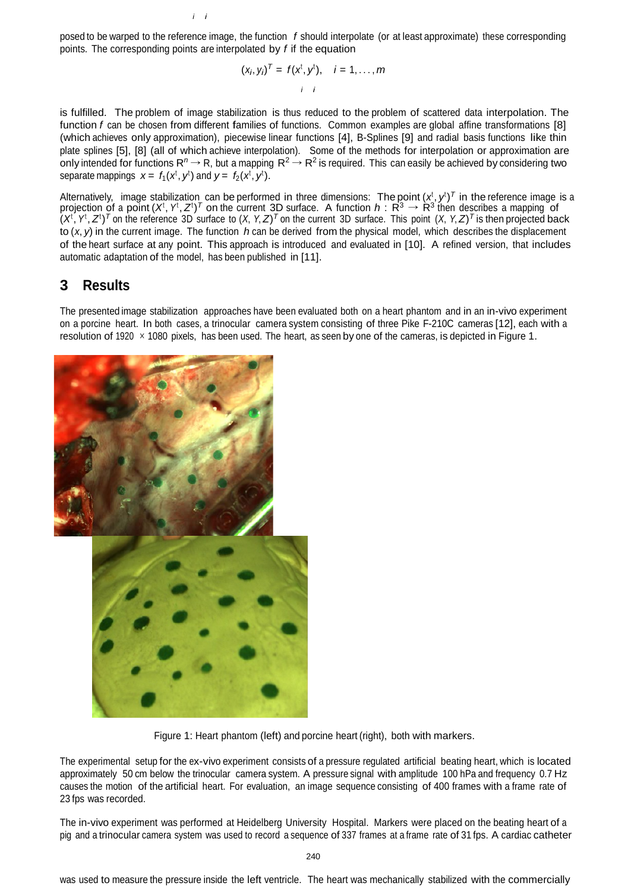posed to be warped to the reference image, the function $f$ should interpolate (or at least approximate) these corresponding points. The corresponding points are interpolated by $f$ if the equation

$$(x_i, y_i)^T = f(x_i^t, y_i^t), \quad i = 1, \dots, m$$

is fulfilled. The problem of image stabilization is thus reduced to the problem of scattered data interpolation. The function $f$ can be chosen from different families of functions. Common examples are global affine transformations [8] (which achieves only approximation), piecewise linear functions [4], B-Splines [9] and radial basis functions like thin plate splines [5], [8] (all of which achieve interpolation). Some of the methods for interpolation or approximation are only intended for functions $\mathbb{R}^n \to \mathbb{R}$, but a mapping $\mathbb{R}^2 \to \mathbb{R}^2$ is required. This can easily be achieved by considering two separate mappings $x = f_1(x^t, y^t)$ and $y = f_2(x^t, y^t)$.

Alternatively, image stabilization can be performed in three dimensions: The point $(x^t, y^t)^T$ in the reference image is a projection of a point $(X^t, Y^t, Z^t)^T$ on the current 3D surface. A function $h : \mathbb{R}^3 \to \mathbb{R}^3$ then describes a mapping of $(X^t, Y^t, Z^t)^T$ on the reference 3D surface to $(X, Y, Z)^T$ on the current 3D surface. This point $(X, Y, Z)^T$ is then projected back to $(x, y)$ in the current image. The function $h$ can be derived from the physical model, which describes the displacement of the heart surface at any point. This approach is introduced and evaluated in [10]. A refined version, that includes automatic adaptation of the model, has been published in [11].

## 3 Results

The presented image stabilization approaches have been evaluated both on a heart phantom and in an in-vivo experiment on a porcine heart. In both cases, a trinocular camera system consisting of three Pike F-210C cameras [12], each with a resolution of $1920 \times 1080$ pixels, has been used. The heart, as seen by one of the cameras, is depicted in Figure 1.

Figure 1: Heart phantom (left) and porcine heart (right), both with markers.

The experimental setup for the ex-vivo experiment consists of a pressure regulated artificial beating heart, which is located approximately 50 cm below the trinocular camera system. A pressure signal with amplitude 100 hPa and frequency 0.7 Hz causes the motion of the artificial heart. For evaluation, an image sequence consisting of 400 frames with a frame rate of 23 fps was recorded.

The in-vivo experiment was performed at Heidelberg University Hospital. Markers were placed on the beating heart of a pig and a trinocular camera system was used to record a sequence of 337 frames at a frame rate of 31 fps. A cardiac catheter

was used to measure the pressure inside the left ventricle. The heart was mechanically stabilized with the commercially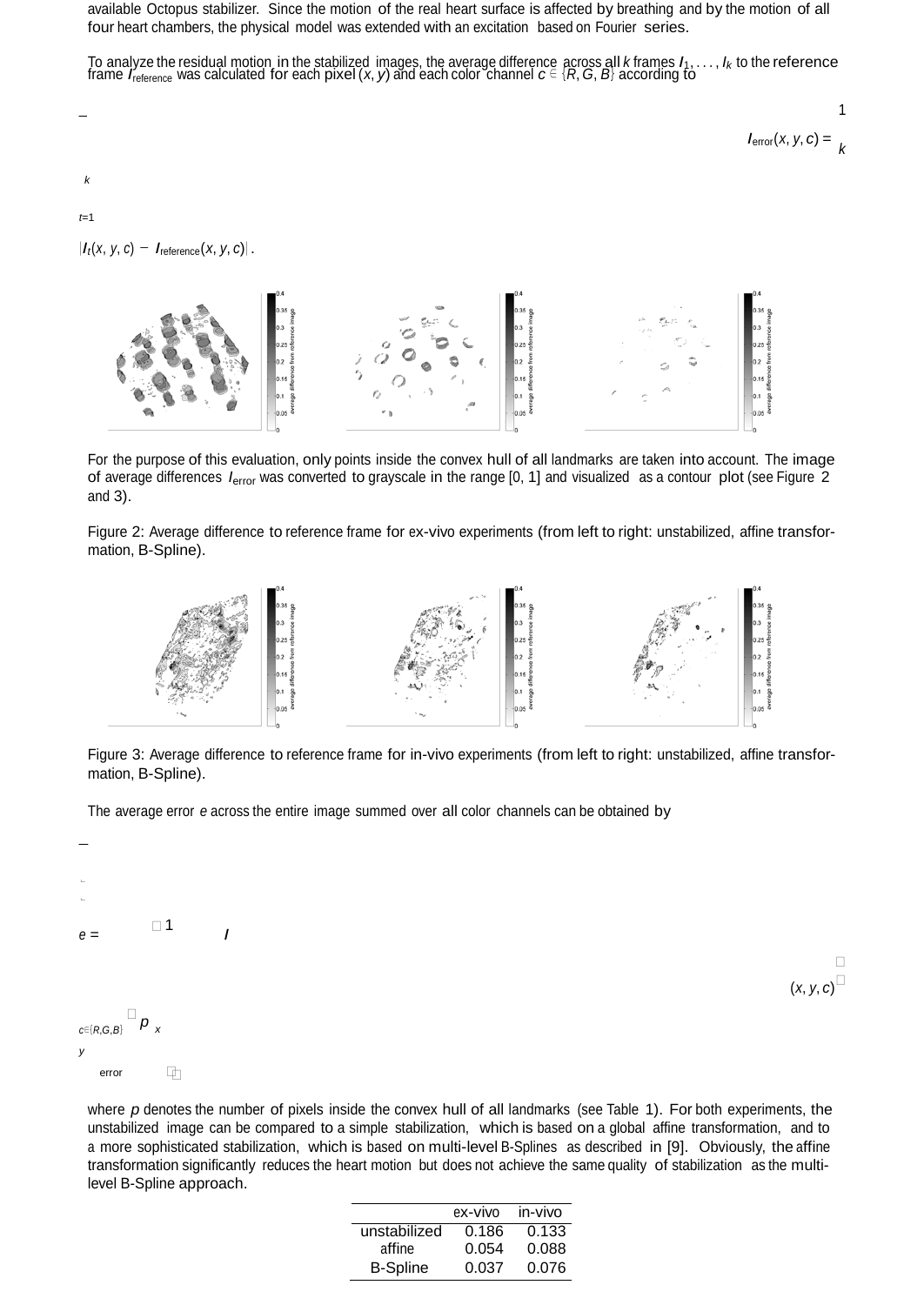available Octopus stabilizer. Since the motion of the real heart surface is affected by breathing and by the motion of all four heart chambers, the physical model was extended with an excitation based on Fourier series.

To analyze the residual motion in the stabilized images, the average difference across all $k$ frames $I_1, \ldots, I_k$ to the reference frame $I_{\text{reference}}$ was calculated for each pixel $(x, y)$ and each color channel $c \in \{R, G, B\}$ according to

$$I_{\text{error}}(x, y, c) = \frac{1}{k} \sum_{t=1}^{k} \left| I_t(x, y, c) - I_{\text{reference}}(x, y, c) \right| .$$

For the purpose of this evaluation, only points inside the convex hull of all landmarks are taken into account. The image of average differences $I_{\text{error}}$ was converted to grayscale in the range [0, 1] and visualized as a contour plot (see Figure 2 and 3).

Figure 2: Average difference to reference frame for ex-vivo experiments (from left to right: unstabilized, affine transformation, B-Spline).

Figure 3: Average difference to reference frame for in-vivo experiments (from left to right: unstabilized, affine transformation, B-Spline).

The average error $e$ across the entire image summed over all color channels can be obtained by

$$e = \sum_{c \in \{R,G,B\}} \left( \frac{1}{p} \sum_{x} \sum_{y} I_{\text{error}}(x, y, c) \right)$$

where $p$ denotes the number of pixels inside the convex hull of all landmarks (see Table 1). For both experiments, the unstabilized image can be compared to a simple stabilization, which is based on a global affine transformation, and to a more sophisticated stabilization, which is based on multi-level B-Splines as described in [9]. Obviously, the affine transformation significantly reduces the heart motion but does not achieve the same quality of stabilization as the multi-level B-Spline approach.

| | ex-vivo | in-vivo |
|---|---|---|
| unstabilized | 0.186 | 0.133 |
| affine | 0.054 | 0.088 |
| B-Spline | 0.037 | 0.076 |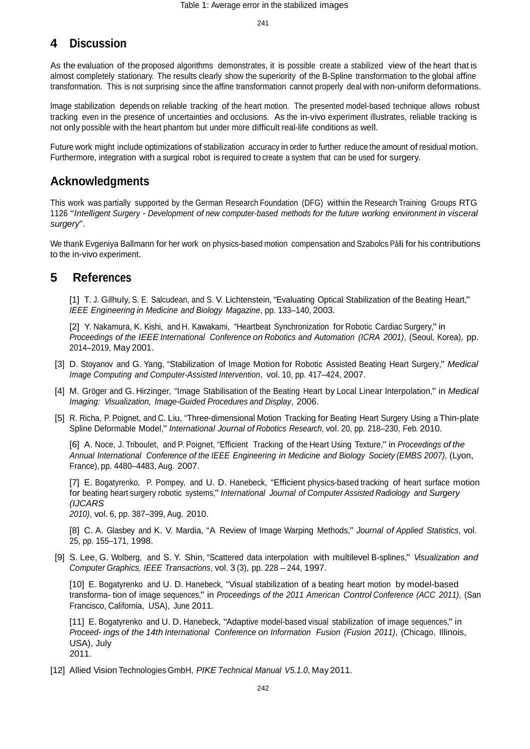Table 1: Average error in the stabilized images

## 4 Discussion

As the evaluation of the proposed algorithms demonstrates, it is possible create a stabilized view of the heart that is almost completely stationary. The results clearly show the superiority of the B-Spline transformation to the global affine transformation. This is not surprising since the affine transformation cannot properly deal with non-uniform deformations.

Image stabilization depends on reliable tracking of the heart motion. The presented model-based technique allows robust tracking even in the presence of uncertainties and occlusions. As the in-vivo experiment illustrates, reliable tracking is not only possible with the heart phantom but under more difficult real-life conditions as well.

Future work might include optimizations of stabilization accuracy in order to further reduce the amount of residual motion. Furthermore, integration with a surgical robot is required to create a system that can be used for surgery.

## Acknowledgments

This work was partially supported by the German Research Foundation (DFG) within the Research Training Groups RTG 1126 "*Intelligent Surgery - Development of new computer-based methods for the future working environment in visceral surgery*".

We thank Evgeniya Ballmann for her work on physics-based motion compensation and Szabolcs Páli for his contributions to the in-vivo experiment.

## 5 References

[1] T. J. Gilhuly, S. E. Salcudean, and S. V. Lichtenstein, "Evaluating Optical Stabilization of the Beating Heart," *IEEE Engineering in Medicine and Biology Magazine*, pp. 133–140, 2003.

[2] Y. Nakamura, K. Kishi, and H. Kawakami, "Heartbeat Synchronization for Robotic Cardiac Surgery," in *Proceedings of the IEEE International Conference on Robotics and Automation (ICRA 2001)*, (Seoul, Korea), pp. 2014–2019, May 2001.

[3] D. Stoyanov and G. Yang, "Stabilization of Image Motion for Robotic Assisted Beating Heart Surgery," *Medical Image Computing and Computer-Assisted Intervention*, vol. 10, pp. 417–424, 2007.

[4] M. Gröger and G. Hirzinger, "Image Stabilisation of the Beating Heart by Local Linear Interpolation," in *Medical Imaging: Visualization, Image-Guided Procedures and Display*, 2006.

[5] R. Richa, P. Poignet, and C. Liu, "Three-dimensional Motion Tracking for Beating Heart Surgery Using a Thin-plate Spline Deformable Model," *International Journal of Robotics Research*, vol. 20, pp. 218–230, Feb. 2010.

[6] A. Noce, J. Triboulet, and P. Poignet, "Efficient Tracking of the Heart Using Texture," in *Proceedings of the Annual International Conference of the IEEE Engineering in Medicine and Biology Society (EMBS 2007)*, (Lyon, France), pp. 4480–4483, Aug. 2007.

[7] E. Bogatyrenko, P. Pompey, and U. D. Hanebeck, "Efficient physics-based tracking of heart surface motion for beating heart surgery robotic systems," *International Journal of Computer Assisted Radiology and Surgery (IJCARS 2010)*, vol. 6, pp. 387–399, Aug. 2010.

[8] C. A. Glasbey and K. V. Mardia, "A Review of Image Warping Methods," *Journal of Applied Statistics*, vol. 25, pp. 155–171, 1998.

[9] S. Lee, G. Wolberg, and S. Y. Shin, "Scattered data interpolation with multilevel B-splines," *Visualization and Computer Graphics, IEEE Transactions*, vol. 3 (3), pp. 228 – 244, 1997.

[10] E. Bogatyrenko and U. D. Hanebeck, "Visual stabilization of a beating heart motion by model-based transforma- tion of image sequences," in *Proceedings of the 2011 American Control Conference (ACC 2011)*, (San Francisco, California, USA), June 2011.

[11] E. Bogatyrenko and U. D. Hanebeck, "Adaptive model-based visual stabilization of image sequences," in *Proceed- ings of the 14th International Conference on Information Fusion (Fusion 2011)*, (Chicago, Illinois, USA), July 2011.

[12] Allied Vision Technologies GmbH, *PIKE Technical Manual V5.1.0*, May 2011.